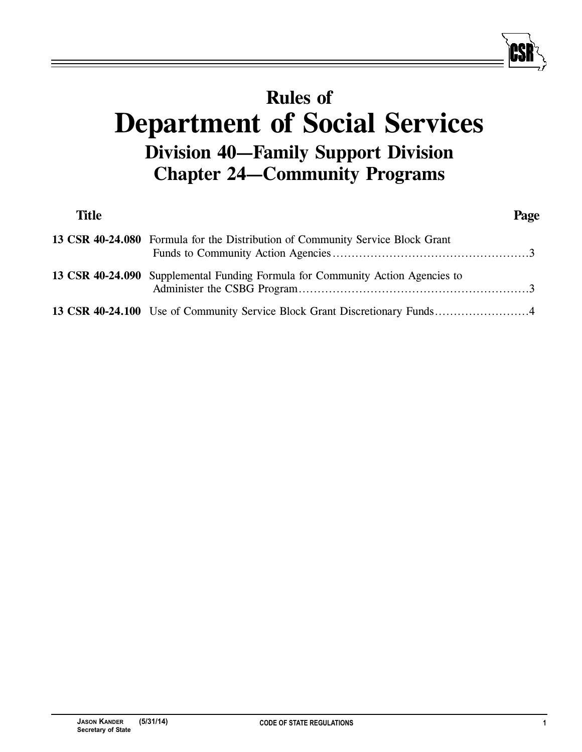# Rules of
# Department of Social Services
## Division 40—Family Support Division
## Chapter 24—Community Programs

| Title | | Page |
|---|---|---|
| **13 CSR 40-24.080** | Formula for the Distribution of Community Service Block Grant Funds to Community Action Agencies | 3 |
| **13 CSR 40-24.090** | Supplemental Funding Formula for Community Action Agencies to Administer the CSBG Program | 3 |
| **13 CSR 40-24.100** | Use of Community Service Block Grant Discretionary Funds | 4 |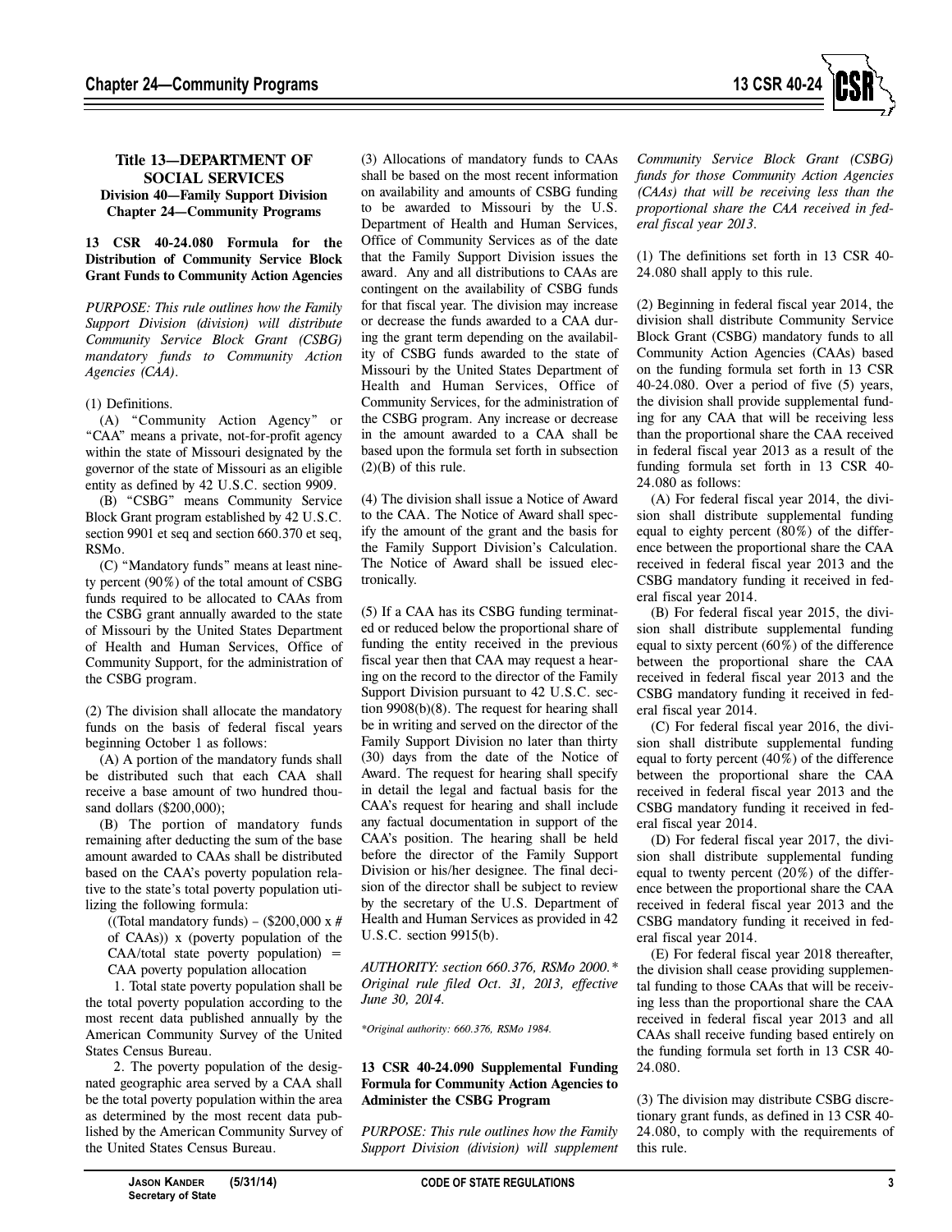# Title 13—DEPARTMENT OF SOCIAL SERVICES

## Division 40—Family Support Division

## Chapter 24—Community Programs

### 13 CSR 40-24.080 Formula for the Distribution of Community Service Block Grant Funds to Community Action Agencies

*PURPOSE: This rule outlines how the Family Support Division (division) will distribute Community Service Block Grant (CSBG) mandatory funds to Community Action Agencies (CAA).*

(1) Definitions.

(A) "Community Action Agency" or "CAA" means a private, not-for-profit agency within the state of Missouri designated by the governor of the state of Missouri as an eligible entity as defined by 42 U.S.C. section 9909.

(B) "CSBG" means Community Service Block Grant program established by 42 U.S.C. section 9901 et seq and section 660.370 et seq, RSMo.

(C) "Mandatory funds" means at least ninety percent (90%) of the total amount of CSBG funds required to be allocated to CAAs from the CSBG grant annually awarded to the state of Missouri by the United States Department of Health and Human Services, Office of Community Support, for the administration of the CSBG program.

(2) The division shall allocate the mandatory funds on the basis of federal fiscal years beginning October 1 as follows:

(A) A portion of the mandatory funds shall be distributed such that each CAA shall receive a base amount of two hundred thousand dollars ($200,000);

(B) The portion of mandatory funds remaining after deducting the sum of the base amount awarded to CAAs shall be distributed based on the CAA's poverty population relative to the state's total poverty population utilizing the following formula:

((Total mandatory funds) – ($200,000 x # of CAAs)) x (poverty population of the CAA/total state poverty population) = CAA poverty population allocation

1. Total state poverty population shall be the total poverty population according to the most recent data published annually by the American Community Survey of the United States Census Bureau.

2. The poverty population of the designated geographic area served by a CAA shall be the total poverty population within the area as determined by the most recent data published by the American Community Survey of the United States Census Bureau.

(3) Allocations of mandatory funds to CAAs shall be based on the most recent information on availability and amounts of CSBG funding to be awarded to Missouri by the U.S. Department of Health and Human Services, Office of Community Services as of the date that the Family Support Division issues the award. Any and all distributions to CAAs are contingent on the availability of CSBG funds for that fiscal year. The division may increase or decrease the funds awarded to a CAA during the grant term depending on the availability of CSBG funds awarded to the state of Missouri by the United States Department of Health and Human Services, Office of Community Services, for the administration of the CSBG program. Any increase or decrease in the amount awarded to a CAA shall be based upon the formula set forth in subsection (2)(B) of this rule.

(4) The division shall issue a Notice of Award to the CAA. The Notice of Award shall specify the amount of the grant and the basis for the Family Support Division's Calculation. The Notice of Award shall be issued electronically.

(5) If a CAA has its CSBG funding terminated or reduced below the proportional share of funding the entity received in the previous fiscal year then that CAA may request a hearing on the record to the director of the Family Support Division pursuant to 42 U.S.C. section 9908(b)(8). The request for hearing shall be in writing and served on the director of the Family Support Division no later than thirty (30) days from the date of the Notice of Award. The request for hearing shall specify in detail the legal and factual basis for the CAA's request for hearing and shall include any factual documentation in support of the CAA's position. The hearing shall be held before the director of the Family Support Division or his/her designee. The final decision of the director shall be subject to review by the secretary of the U.S. Department of Health and Human Services as provided in 42 U.S.C. section 9915(b).

*AUTHORITY: section 660.376, RSMo 2000.\* Original rule filed Oct. 31, 2013, effective June 30, 2014.*

*\*Original authority: 660.376, RSMo 1984.*

### 13 CSR 40-24.090 Supplemental Funding Formula for Community Action Agencies to Administer the CSBG Program

*PURPOSE: This rule outlines how the Family Support Division (division) will supplement Community Service Block Grant (CSBG) funds for those Community Action Agencies (CAAs) that will be receiving less than the proportional share the CAA received in federal fiscal year 2013.*

(1) The definitions set forth in 13 CSR 40-24.080 shall apply to this rule.

(2) Beginning in federal fiscal year 2014, the division shall distribute Community Service Block Grant (CSBG) mandatory funds to all Community Action Agencies (CAAs) based on the funding formula set forth in 13 CSR 40-24.080. Over a period of five (5) years, the division shall provide supplemental funding for any CAA that will be receiving less than the proportional share the CAA received in federal fiscal year 2013 as a result of the funding formula set forth in 13 CSR 40-24.080 as follows:

(A) For federal fiscal year 2014, the division shall distribute supplemental funding equal to eighty percent (80%) of the difference between the proportional share the CAA received in federal fiscal year 2013 and the CSBG mandatory funding it received in federal fiscal year 2014.

(B) For federal fiscal year 2015, the division shall distribute supplemental funding equal to sixty percent (60%) of the difference between the proportional share the CAA received in federal fiscal year 2013 and the CSBG mandatory funding it received in federal fiscal year 2014.

(C) For federal fiscal year 2016, the division shall distribute supplemental funding equal to forty percent (40%) of the difference between the proportional share the CAA received in federal fiscal year 2013 and the CSBG mandatory funding it received in federal fiscal year 2014.

(D) For federal fiscal year 2017, the division shall distribute supplemental funding equal to twenty percent (20%) of the difference between the proportional share the CAA received in federal fiscal year 2013 and the CSBG mandatory funding it received in federal fiscal year 2014.

(E) For federal fiscal year 2018 thereafter, the division shall cease providing supplemental funding to those CAAs that will be receiving less than the proportional share the CAA received in federal fiscal year 2013 and all CAAs shall receive funding based entirely on the funding formula set forth in 13 CSR 40-24.080.

(3) The division may distribute CSBG discretionary grant funds, as defined in 13 CSR 40-24.080, to comply with the requirements of this rule.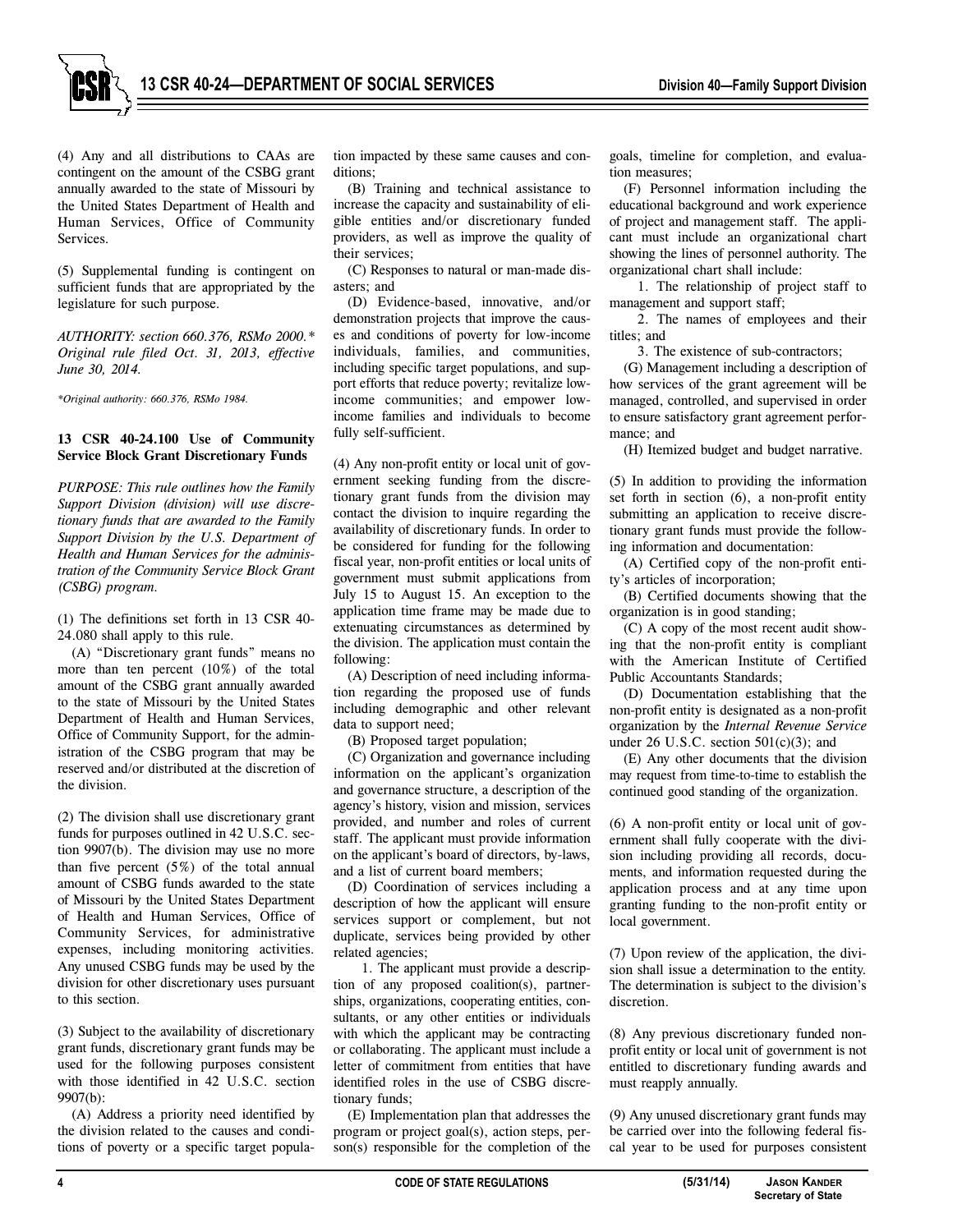(4) Any and all distributions to CAAs are contingent on the amount of the CSBG grant annually awarded to the state of Missouri by the United States Department of Health and Human Services, Office of Community Services.

(5) Supplemental funding is contingent on sufficient funds that are appropriated by the legislature for such purpose.

*AUTHORITY: section 660.376, RSMo 2000.\* Original rule filed Oct. 31, 2013, effective June 30, 2014.*

*\*Original authority: 660.376, RSMo 1984.*

**13 CSR 40-24.100 Use of Community Service Block Grant Discretionary Funds**

*PURPOSE: This rule outlines how the Family Support Division (division) will use discretionary funds that are awarded to the Family Support Division by the U.S. Department of Health and Human Services for the administration of the Community Service Block Grant (CSBG) program.*

(1) The definitions set forth in 13 CSR 40-24.080 shall apply to this rule.

(A) "Discretionary grant funds" means no more than ten percent (10%) of the total amount of the CSBG grant annually awarded to the state of Missouri by the United States Department of Health and Human Services, Office of Community Support, for the administration of the CSBG program that may be reserved and/or distributed at the discretion of the division.

(2) The division shall use discretionary grant funds for purposes outlined in 42 U.S.C. section 9907(b). The division may use no more than five percent (5%) of the total annual amount of CSBG funds awarded to the state of Missouri by the United States Department of Health and Human Services, Office of Community Services, for administrative expenses, including monitoring activities. Any unused CSBG funds may be used by the division for other discretionary uses pursuant to this section.

(3) Subject to the availability of discretionary grant funds, discretionary grant funds may be used for the following purposes consistent with those identified in 42 U.S.C. section 9907(b):

(A) Address a priority need identified by the division related to the causes and conditions of poverty or a specific target population impacted by these same causes and conditions;

(B) Training and technical assistance to increase the capacity and sustainability of eligible entities and/or discretionary funded providers, as well as improve the quality of their services;

(C) Responses to natural or man-made disasters; and

(D) Evidence-based, innovative, and/or demonstration projects that improve the causes and conditions of poverty for low-income individuals, families, and communities, including specific target populations, and support efforts that reduce poverty; revitalize low-income communities; and empower low-income families and individuals to become fully self-sufficient.

(4) Any non-profit entity or local unit of government seeking funding from the discretionary grant funds from the division may contact the division to inquire regarding the availability of discretionary funds. In order to be considered for funding for the following fiscal year, non-profit entities or local units of government must submit applications from July 15 to August 15. An exception to the application time frame may be made due to extenuating circumstances as determined by the division. The application must contain the following:

(A) Description of need including information regarding the proposed use of funds including demographic and other relevant data to support need;

(B) Proposed target population;

(C) Organization and governance including information on the applicant's organization and governance structure, a description of the agency's history, vision and mission, services provided, and number and roles of current staff. The applicant must provide information on the applicant's board of directors, by-laws, and a list of current board members;

(D) Coordination of services including a description of how the applicant will ensure services support or complement, but not duplicate, services being provided by other related agencies;

1. The applicant must provide a description of any proposed coalition(s), partnerships, organizations, cooperating entities, consultants, or any other entities or individuals with which the applicant may be contracting or collaborating. The applicant must include a letter of commitment from entities that have identified roles in the use of CSBG discretionary funds;

(E) Implementation plan that addresses the program or project goal(s), action steps, person(s) responsible for the completion of the goals, timeline for completion, and evaluation measures;

(F) Personnel information including the educational background and work experience of project and management staff. The applicant must include an organizational chart showing the lines of personnel authority. The organizational chart shall include:

1. The relationship of project staff to management and support staff;

2. The names of employees and their titles; and

3. The existence of sub-contractors;

(G) Management including a description of how services of the grant agreement will be managed, controlled, and supervised in order to ensure satisfactory grant agreement performance; and

(H) Itemized budget and budget narrative.

(5) In addition to providing the information set forth in section (6), a non-profit entity submitting an application to receive discretionary grant funds must provide the following information and documentation:

(A) Certified copy of the non-profit entity's articles of incorporation;

(B) Certified documents showing that the organization is in good standing;

(C) A copy of the most recent audit showing that the non-profit entity is compliant with the American Institute of Certified Public Accountants Standards;

(D) Documentation establishing that the non-profit entity is designated as a non-profit organization by the *Internal Revenue Service* under 26 U.S.C. section 501(c)(3); and

(E) Any other documents that the division may request from time-to-time to establish the continued good standing of the organization.

(6) A non-profit entity or local unit of government shall fully cooperate with the division including providing all records, documents, and information requested during the application process and at any time upon granting funding to the non-profit entity or local government.

(7) Upon review of the application, the division shall issue a determination to the entity. The determination is subject to the division's discretion.

(8) Any previous discretionary funded non-profit entity or local unit of government is not entitled to discretionary funding awards and must reapply annually.

(9) Any unused discretionary grant funds may be carried over into the following federal fiscal year to be used for purposes consistent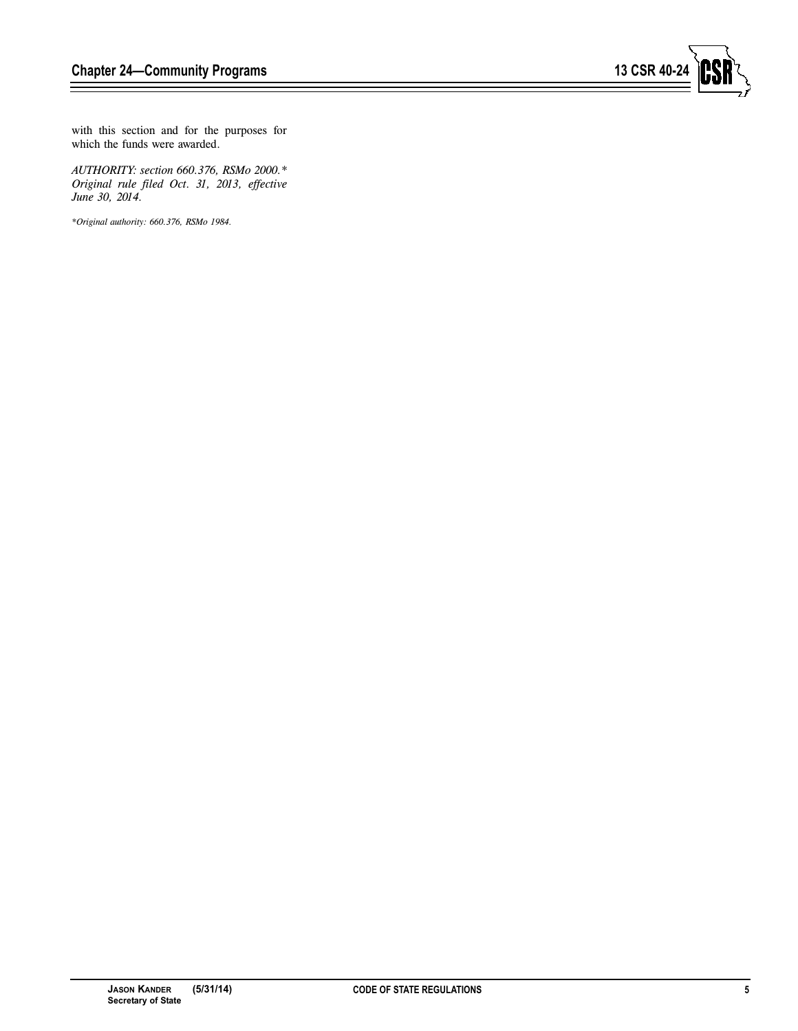with this section and for the purposes for which the funds were awarded.

*AUTHORITY: section 660.376, RSMo 2000.* Original rule filed Oct. 31, 2013, effective June 30, 2014.*

**Original authority: 660.376, RSMo 1984.*